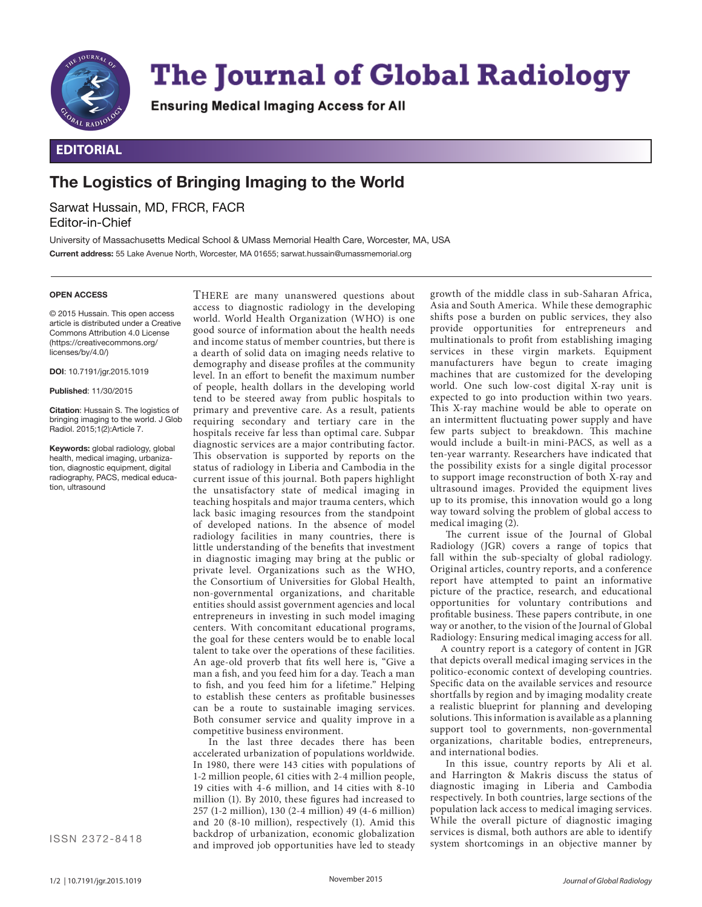# The Journal of Global Radiology

**Ensuring Medical Imaging Access for All**

## EDITORIAL

# The Logistics of Bringing Imaging to the World

Sarwat Hussain, MD, FRCR, FACR
Editor-in-Chief

University of Massachusetts Medical School & UMass Memorial Health Care, Worcester, MA, USA
**Current address:** 55 Lake Avenue North, Worcester, MA 01655; sarwat.hussain@umassmemorial.org

**OPEN ACCESS**

© 2015 Hussain. This open access article is distributed under a Creative Commons Attribution 4.0 License (https://creativecommons.org/licenses/by/4.0/)

**DOI**: 10.7191/jgr.2015.1019

**Published**: 11/30/2015

**Citation**: Hussain S. The logistics of bringing imaging to the world. J Glob Radiol. 2015;1(2):Article 7.

**Keywords:** global radiology, global health, medical imaging, urbanization, diagnostic equipment, digital radiography, PACS, medical education, ultrasound

ISSN 2372-8418

THERE are many unanswered questions about access to diagnostic radiology in the developing world. World Health Organization (WHO) is one good source of information about the health needs and income status of member countries, but there is a dearth of solid data on imaging needs relative to demography and disease profiles at the community level. In an effort to benefit the maximum number of people, health dollars in the developing world tend to be steered away from public hospitals to primary and preventive care. As a result, patients requiring secondary and tertiary care in the hospitals receive far less than optimal care. Subpar diagnostic services are a major contributing factor. This observation is supported by reports on the status of radiology in Liberia and Cambodia in the current issue of this journal. Both papers highlight the unsatisfactory state of medical imaging in teaching hospitals and major trauma centers, which lack basic imaging resources from the standpoint of developed nations. In the absence of model radiology facilities in many countries, there is little understanding of the benefits that investment in diagnostic imaging may bring at the public or private level. Organizations such as the WHO, the Consortium of Universities for Global Health, non-governmental organizations, and charitable entities should assist government agencies and local entrepreneurs in investing in such model imaging centers. With concomitant educational programs, the goal for these centers would be to enable local talent to take over the operations of these facilities. An age-old proverb that fits well here is, "Give a man a fish, and you feed him for a day. Teach a man to fish, and you feed him for a lifetime." Helping to establish these centers as profitable businesses can be a route to sustainable imaging services. Both consumer service and quality improve in a competitive business environment.

In the last three decades there has been accelerated urbanization of populations worldwide. In 1980, there were 143 cities with populations of 1-2 million people, 61 cities with 2-4 million people, 19 cities with 4-6 million, and 14 cities with 8-10 million (1). By 2010, these figures had increased to 257 (1-2 million), 130 (2-4 million) 49 (4-6 million) and 20 (8-10 million), respectively (1). Amid this backdrop of urbanization, economic globalization and improved job opportunities have led to steady growth of the middle class in sub-Saharan Africa, Asia and South America. While these demographic shifts pose a burden on public services, they also provide opportunities for entrepreneurs and multinationals to profit from establishing imaging services in these virgin markets. Equipment manufacturers have begun to create imaging machines that are customized for the developing world. One such low-cost digital X-ray unit is expected to go into production within two years. This X-ray machine would be able to operate on an intermittent fluctuating power supply and have few parts subject to breakdown. This machine would include a built-in mini-PACS, as well as a ten-year warranty. Researchers have indicated that the possibility exists for a single digital processor to support image reconstruction of both X-ray and ultrasound images. Provided the equipment lives up to its promise, this innovation would go a long way toward solving the problem of global access to medical imaging (2).

The current issue of the Journal of Global Radiology (JGR) covers a range of topics that fall within the sub-specialty of global radiology. Original articles, country reports, and a conference report have attempted to paint an informative picture of the practice, research, and educational opportunities for voluntary contributions and profitable business. These papers contribute, in one way or another, to the vision of the Journal of Global Radiology: Ensuring medical imaging access for all.

A country report is a category of content in JGR that depicts overall medical imaging services in the politico-economic context of developing countries. Specific data on the available services and resource shortfalls by region and by imaging modality create a realistic blueprint for planning and developing solutions. This information is available as a planning support tool to governments, non-governmental organizations, charitable bodies, entrepreneurs, and international bodies.

In this issue, country reports by Ali et al. and Harrington & Makris discuss the status of diagnostic imaging in Liberia and Cambodia respectively. In both countries, large sections of the population lack access to medical imaging services. While the overall picture of diagnostic imaging services is dismal, both authors are able to identify system shortcomings in an objective manner by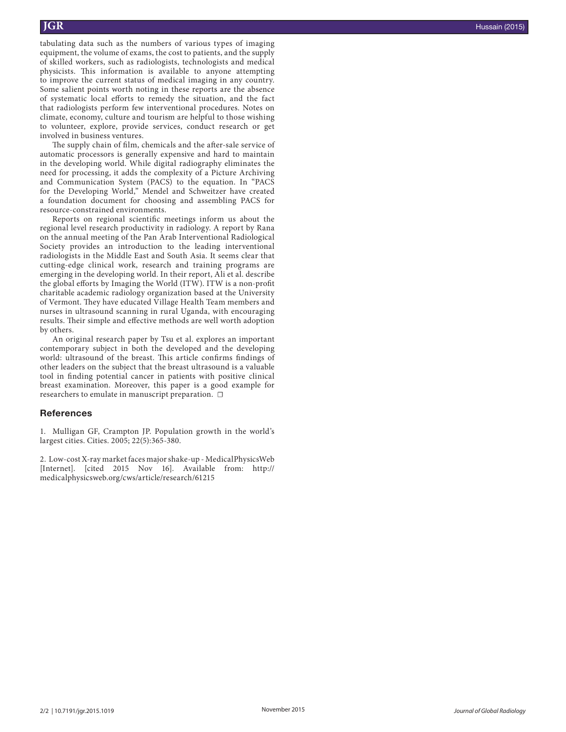tabulating data such as the numbers of various types of imaging equipment, the volume of exams, the cost to patients, and the supply of skilled workers, such as radiologists, technologists and medical physicists. This information is available to anyone attempting to improve the current status of medical imaging in any country. Some salient points worth noting in these reports are the absence of systematic local efforts to remedy the situation, and the fact that radiologists perform few interventional procedures. Notes on climate, economy, culture and tourism are helpful to those wishing to volunteer, explore, provide services, conduct research or get involved in business ventures.

The supply chain of film, chemicals and the after-sale service of automatic processors is generally expensive and hard to maintain in the developing world. While digital radiography eliminates the need for processing, it adds the complexity of a Picture Archiving and Communication System (PACS) to the equation. In "PACS for the Developing World," Mendel and Schweitzer have created a foundation document for choosing and assembling PACS for resource-constrained environments.

Reports on regional scientific meetings inform us about the regional level research productivity in radiology. A report by Rana on the annual meeting of the Pan Arab Interventional Radiological Society provides an introduction to the leading interventional radiologists in the Middle East and South Asia. It seems clear that cutting-edge clinical work, research and training programs are emerging in the developing world. In their report, Ali et al. describe the global efforts by Imaging the World (ITW). ITW is a non-profit charitable academic radiology organization based at the University of Vermont. They have educated Village Health Team members and nurses in ultrasound scanning in rural Uganda, with encouraging results. Their simple and effective methods are well worth adoption by others.

An original research paper by Tsu et al. explores an important contemporary subject in both the developed and the developing world: ultrasound of the breast. This article confirms findings of other leaders on the subject that the breast ultrasound is a valuable tool in finding potential cancer in patients with positive clinical breast examination. Moreover, this paper is a good example for researchers to emulate in manuscript preparation. ❒

## References

1. Mulligan GF, Crampton JP. Population growth in the world's largest cities. Cities. 2005; 22(5):365-380.

2. Low-cost X-ray market faces major shake-up - MedicalPhysicsWeb [Internet]. [cited 2015 Nov 16]. Available from: http://medicalphysicsweb.org/cws/article/research/61215